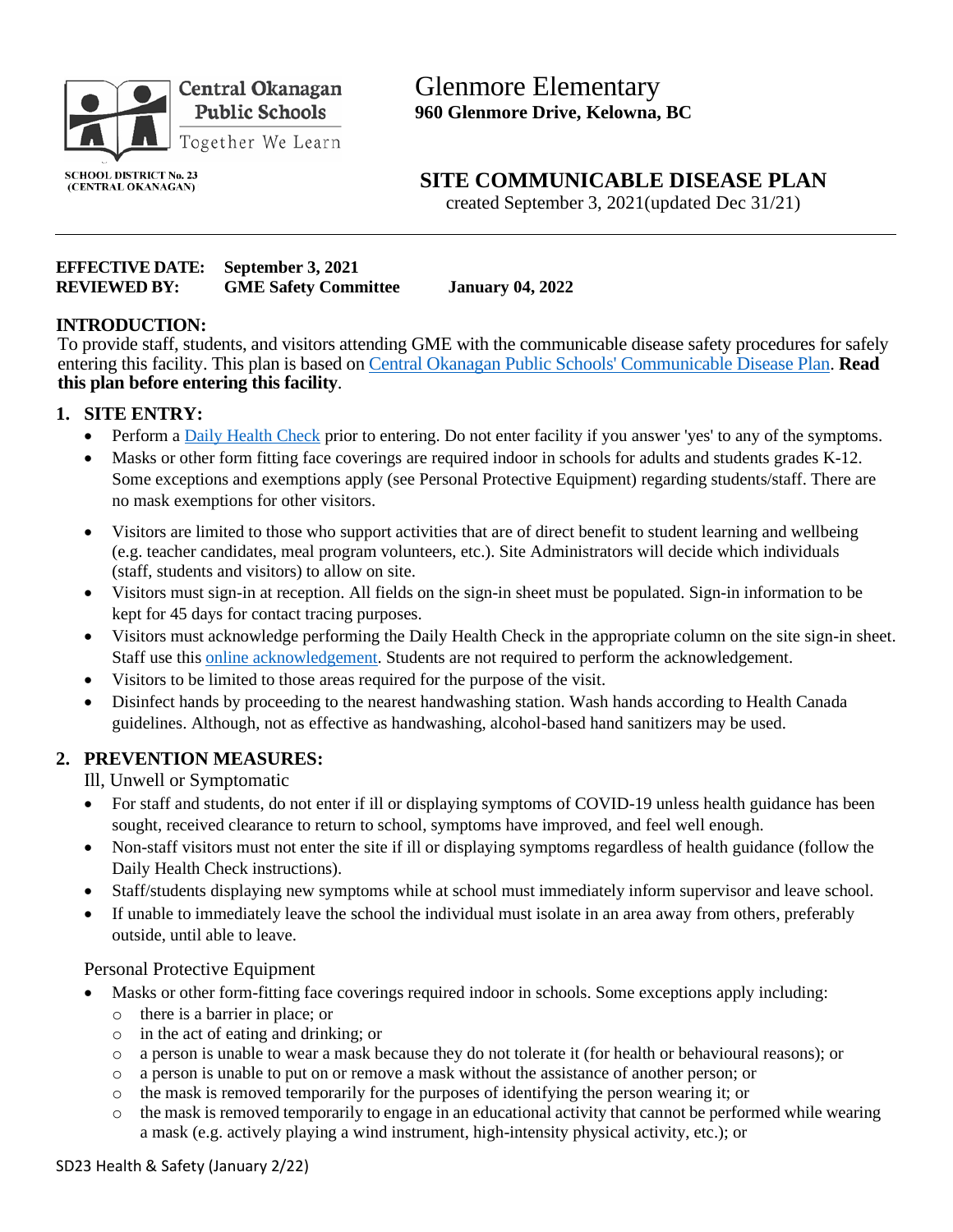Central Okanagan Public Schools
Together We Learn

SCHOOL DISTRICT No. 23 (CENTRAL OKANAGAN)

# Glenmore Elementary

**960 Glenmore Drive, Kelowna, BC**

## SITE COMMUNICABLE DISEASE PLAN

created September 3, 2021(updated Dec 31/21)

---

**EFFECTIVE DATE:** **September 3, 2021**
**REVIEWED BY:** **GME Safety Committee** **January 04, 2022**

### INTRODUCTION:

To provide staff, students, and visitors attending GME with the communicable disease safety procedures for safely entering this facility. This plan is based on [Central Okanagan Public Schools' Communicable Disease Plan](). **Read this plan before entering this facility**.

### 1. SITE ENTRY:

- Perform a [Daily Health Check]() prior to entering. Do not enter facility if you answer 'yes' to any of the symptoms.
- Masks or other form fitting face coverings are required indoor in schools for adults and students grades K-12. Some exceptions and exemptions apply (see Personal Protective Equipment) regarding students/staff. There are no mask exemptions for other visitors.
- Visitors are limited to those who support activities that are of direct benefit to student learning and wellbeing (e.g. teacher candidates, meal program volunteers, etc.). Site Administrators will decide which individuals (staff, students and visitors) to allow on site.
- Visitors must sign-in at reception. All fields on the sign-in sheet must be populated. Sign-in information to be kept for 45 days for contact tracing purposes.
- Visitors must acknowledge performing the Daily Health Check in the appropriate column on the site sign-in sheet. Staff use this [online acknowledgement](). Students are not required to perform the acknowledgement.
- Visitors to be limited to those areas required for the purpose of the visit.
- Disinfect hands by proceeding to the nearest handwashing station. Wash hands according to Health Canada guidelines. Although, not as effective as handwashing, alcohol-based hand sanitizers may be used.

### 2. PREVENTION MEASURES:

Ill, Unwell or Symptomatic

- For staff and students, do not enter if ill or displaying symptoms of COVID-19 unless health guidance has been sought, received clearance to return to school, symptoms have improved, and feel well enough.
- Non-staff visitors must not enter the site if ill or displaying symptoms regardless of health guidance (follow the Daily Health Check instructions).
- Staff/students displaying new symptoms while at school must immediately inform supervisor and leave school.
- If unable to immediately leave the school the individual must isolate in an area away from others, preferably outside, until able to leave.

Personal Protective Equipment

- Masks or other form-fitting face coverings required indoor in schools. Some exceptions apply including:
  - there is a barrier in place; or
  - in the act of eating and drinking; or
  - a person is unable to wear a mask because they do not tolerate it (for health or behavioural reasons); or
  - a person is unable to put on or remove a mask without the assistance of another person; or
  - the mask is removed temporarily for the purposes of identifying the person wearing it; or
  - the mask is removed temporarily to engage in an educational activity that cannot be performed while wearing a mask (e.g. actively playing a wind instrument, high-intensity physical activity, etc.); or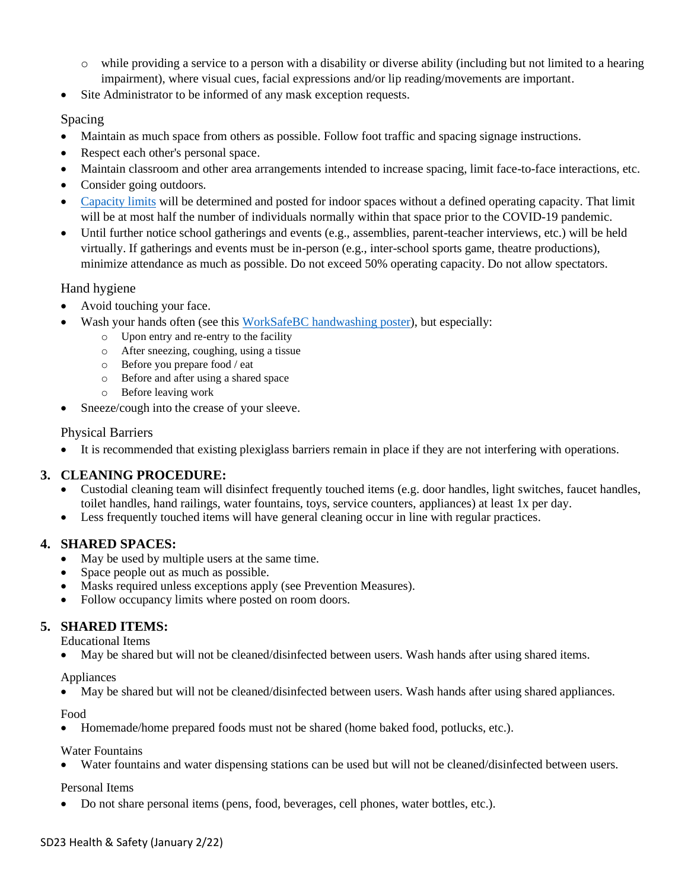- while providing a service to a person with a disability or diverse ability (including but not limited to a hearing impairment), where visual cues, facial expressions and/or lip reading/movements are important.
- Site Administrator to be informed of any mask exception requests.

Spacing

- Maintain as much space from others as possible. Follow foot traffic and spacing signage instructions.
- Respect each other's personal space.
- Maintain classroom and other area arrangements intended to increase spacing, limit face-to-face interactions, etc.
- Consider going outdoors.
- Capacity limits will be determined and posted for indoor spaces without a defined operating capacity. That limit will be at most half the number of individuals normally within that space prior to the COVID-19 pandemic.
- Until further notice school gatherings and events (e.g., assemblies, parent-teacher interviews, etc.) will be held virtually. If gatherings and events must be in-person (e.g., inter-school sports game, theatre productions), minimize attendance as much as possible. Do not exceed 50% operating capacity. Do not allow spectators.

Hand hygiene

- Avoid touching your face.
- Wash your hands often (see this WorkSafeBC handwashing poster), but especially:
  - Upon entry and re-entry to the facility
  - After sneezing, coughing, using a tissue
  - Before you prepare food / eat
  - Before and after using a shared space
  - Before leaving work
- Sneeze/cough into the crease of your sleeve.

Physical Barriers

- It is recommended that existing plexiglass barriers remain in place if they are not interfering with operations.

## 3. CLEANING PROCEDURE:

- Custodial cleaning team will disinfect frequently touched items (e.g. door handles, light switches, faucet handles, toilet handles, hand railings, water fountains, toys, service counters, appliances) at least 1x per day.
- Less frequently touched items will have general cleaning occur in line with regular practices.

## 4. SHARED SPACES:

- May be used by multiple users at the same time.
- Space people out as much as possible.
- Masks required unless exceptions apply (see Prevention Measures).
- Follow occupancy limits where posted on room doors.

## 5. SHARED ITEMS:

Educational Items

- May be shared but will not be cleaned/disinfected between users. Wash hands after using shared items.

Appliances

- May be shared but will not be cleaned/disinfected between users. Wash hands after using shared appliances.

Food

- Homemade/home prepared foods must not be shared (home baked food, potlucks, etc.).

Water Fountains

- Water fountains and water dispensing stations can be used but will not be cleaned/disinfected between users.

Personal Items

- Do not share personal items (pens, food, beverages, cell phones, water bottles, etc.).